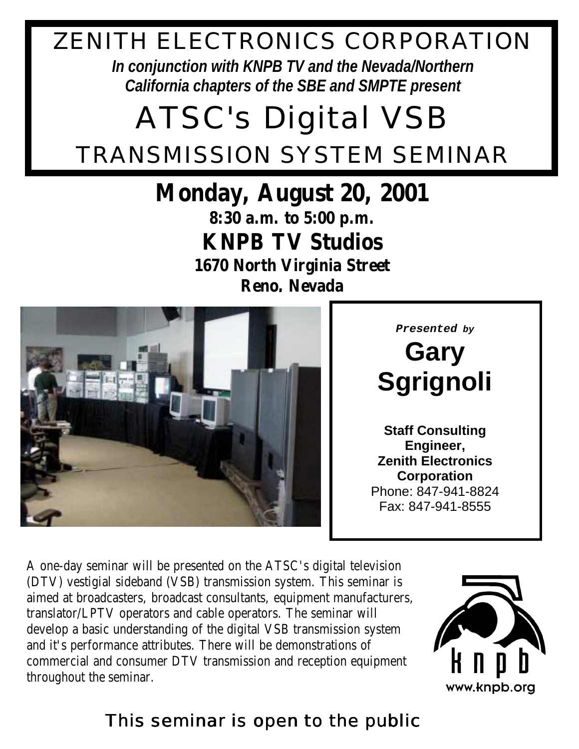# ZENITH ELECTRONICS CORPORATION

***In conjunction with KNPB TV and the Nevada/Northern California chapters of the SBE and SMPTE present***

# ATSC's Digital VSB

## TRANSMISSION SYSTEM SEMINAR

## Monday, August 20, 2001

**8:30 a.m. to 5:00 p.m.**

## KNPB TV Studios

**1670 North Virginia Street**

**Reno, Nevada**

***Presented by***

## Gary Sgrignoli

**Staff Consulting Engineer, Zenith Electronics Corporation**

Phone: 847-941-8824

Fax: 847-941-8555

A one-day seminar will be presented on the ATSC's digital television (DTV) vestigial sideband (VSB) transmission system. This seminar is aimed at broadcasters, broadcast consultants, equipment manufacturers, translator/LPTV operators and cable operators. The seminar will develop a basic understanding of the digital VSB transmission system and it's performance attributes. There will be demonstrations of commercial and consumer DTV transmission and reception equipment throughout the seminar.

knpb

www.knpb.org

This seminar is open to the public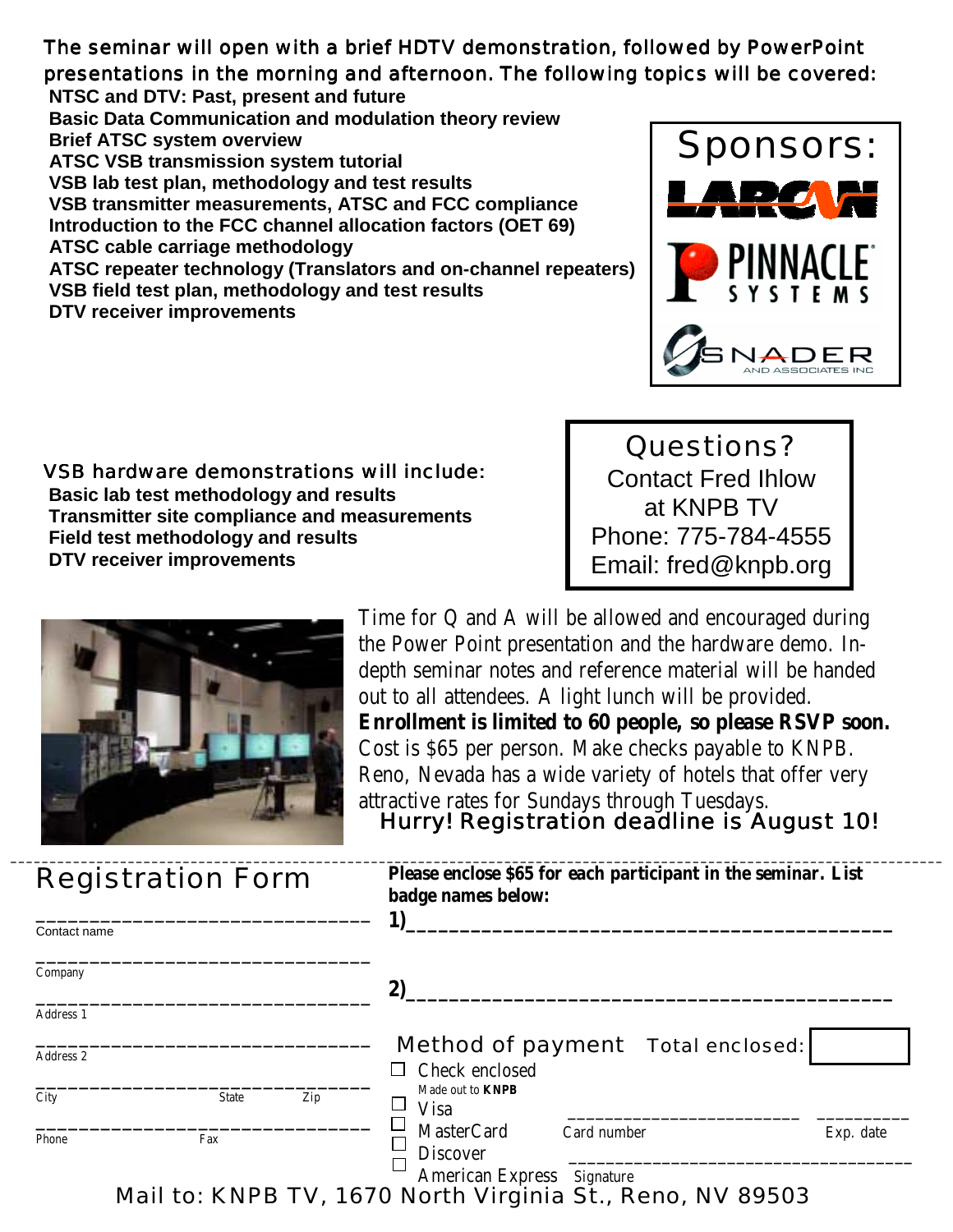The seminar will open with a brief HDTV demonstration, followed by PowerPoint presentations in the morning and afternoon. The following topics will be covered:

**NTSC and DTV: Past, present and future**
**Basic Data Communication and modulation theory review**
**Brief ATSC system overview**
**ATSC VSB transmission system tutorial**
**VSB lab test plan, methodology and test results**
**VSB transmitter measurements, ATSC and FCC compliance**
**Introduction to the FCC channel allocation factors (OET 69)**
**ATSC cable carriage methodology**
**ATSC repeater technology (Translators and on-channel repeaters)**
**VSB field test plan, methodology and test results**
**DTV receiver improvements**

## Sponsors:

LARCAN

PINNACLE SYSTEMS

SNADER AND ASSOCIATES INC

VSB hardware demonstrations will include:

**Basic lab test methodology and results**
**Transmitter site compliance and measurements**
**Field test methodology and results**
**DTV receiver improvements**

## Questions?

Contact Fred Ihlow
at KNPB TV
Phone: 775-784-4555
Email: fred@knpb.org

Time for Q and A will be allowed and encouraged during the Power Point presentation and the hardware demo. In-depth seminar notes and reference material will be handed out to all attendees. A light lunch will be provided. **Enrollment is limited to 60 people, so please RSVP soon.** Cost is $65 per person. Make checks payable to KNPB. Reno, Nevada has a wide variety of hotels that offer very attractive rates for Sundays through Tuesdays.

**Hurry! Registration deadline is August 10!**

---

## Registration Form

______________________________
Contact name

______________________________
Company

______________________________
Address 1

______________________________
Address 2

______________________________
City State Zip

______________________________
Phone Fax

**Please enclose $65 for each participant in the seminar. List badge names below:**

**1)**____________________________________________

**2)**____________________________________________

Method of payment Total enclosed: ____

☐ Check enclosed
Made out to **KNPB**
☐ Visa
☐ MasterCard
☐ Discover
☐ American Express

______________________ __________
Card number Exp. date

______________________________
Signature

Mail to: KNPB TV, 1670 North Virginia St., Reno, NV 89503